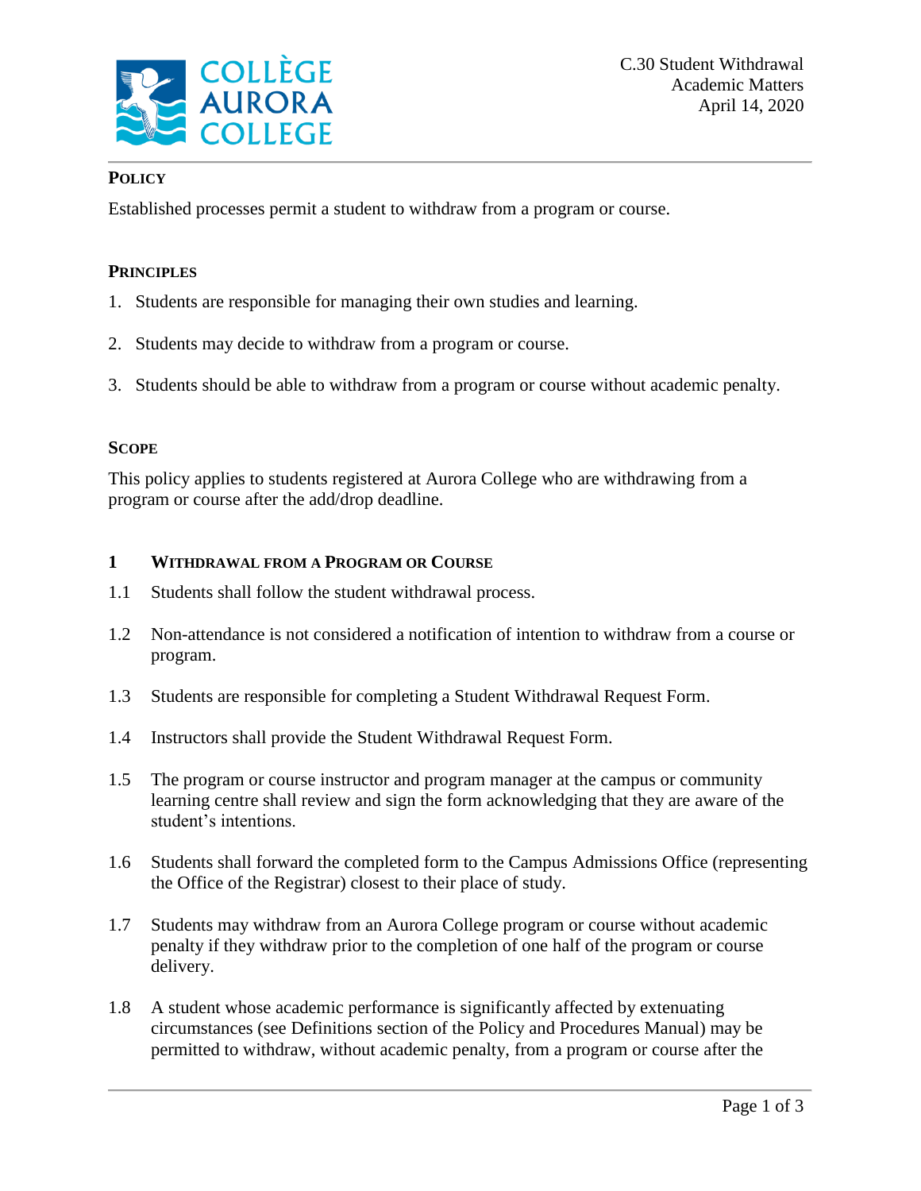C.30 Student Withdrawal
Academic Matters
April 14, 2020

## POLICY

Established processes permit a student to withdraw from a program or course.

## PRINCIPLES

1. Students are responsible for managing their own studies and learning.
2. Students may decide to withdraw from a program or course.
3. Students should be able to withdraw from a program or course without academic penalty.

## SCOPE

This policy applies to students registered at Aurora College who are withdrawing from a program or course after the add/drop deadline.

## 1 WITHDRAWAL FROM A PROGRAM OR COURSE

1.1 Students shall follow the student withdrawal process.

1.2 Non-attendance is not considered a notification of intention to withdraw from a course or program.

1.3 Students are responsible for completing a Student Withdrawal Request Form.

1.4 Instructors shall provide the Student Withdrawal Request Form.

1.5 The program or course instructor and program manager at the campus or community learning centre shall review and sign the form acknowledging that they are aware of the student's intentions.

1.6 Students shall forward the completed form to the Campus Admissions Office (representing the Office of the Registrar) closest to their place of study.

1.7 Students may withdraw from an Aurora College program or course without academic penalty if they withdraw prior to the completion of one half of the program or course delivery.

1.8 A student whose academic performance is significantly affected by extenuating circumstances (see Definitions section of the Policy and Procedures Manual) may be permitted to withdraw, without academic penalty, from a program or course after the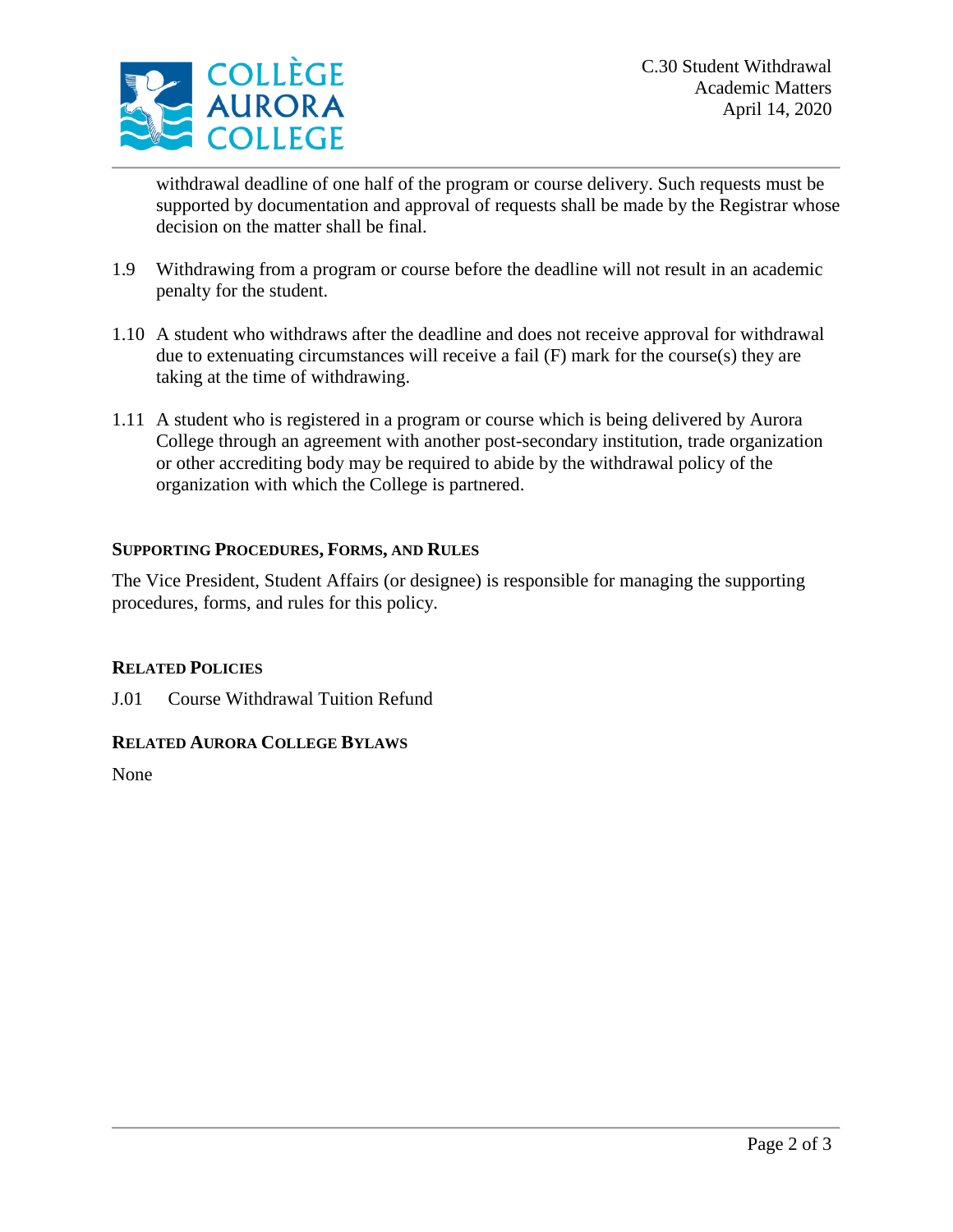withdrawal deadline of one half of the program or course delivery. Such requests must be supported by documentation and approval of requests shall be made by the Registrar whose decision on the matter shall be final.

1.9 Withdrawing from a program or course before the deadline will not result in an academic penalty for the student.

1.10 A student who withdraws after the deadline and does not receive approval for withdrawal due to extenuating circumstances will receive a fail (F) mark for the course(s) they are taking at the time of withdrawing.

1.11 A student who is registered in a program or course which is being delivered by Aurora College through an agreement with another post-secondary institution, trade organization or other accrediting body may be required to abide by the withdrawal policy of the organization with which the College is partnered.

## Supporting Procedures, Forms, and Rules

The Vice President, Student Affairs (or designee) is responsible for managing the supporting procedures, forms, and rules for this policy.

## Related Policies

J.01 Course Withdrawal Tuition Refund

## Related Aurora College Bylaws

None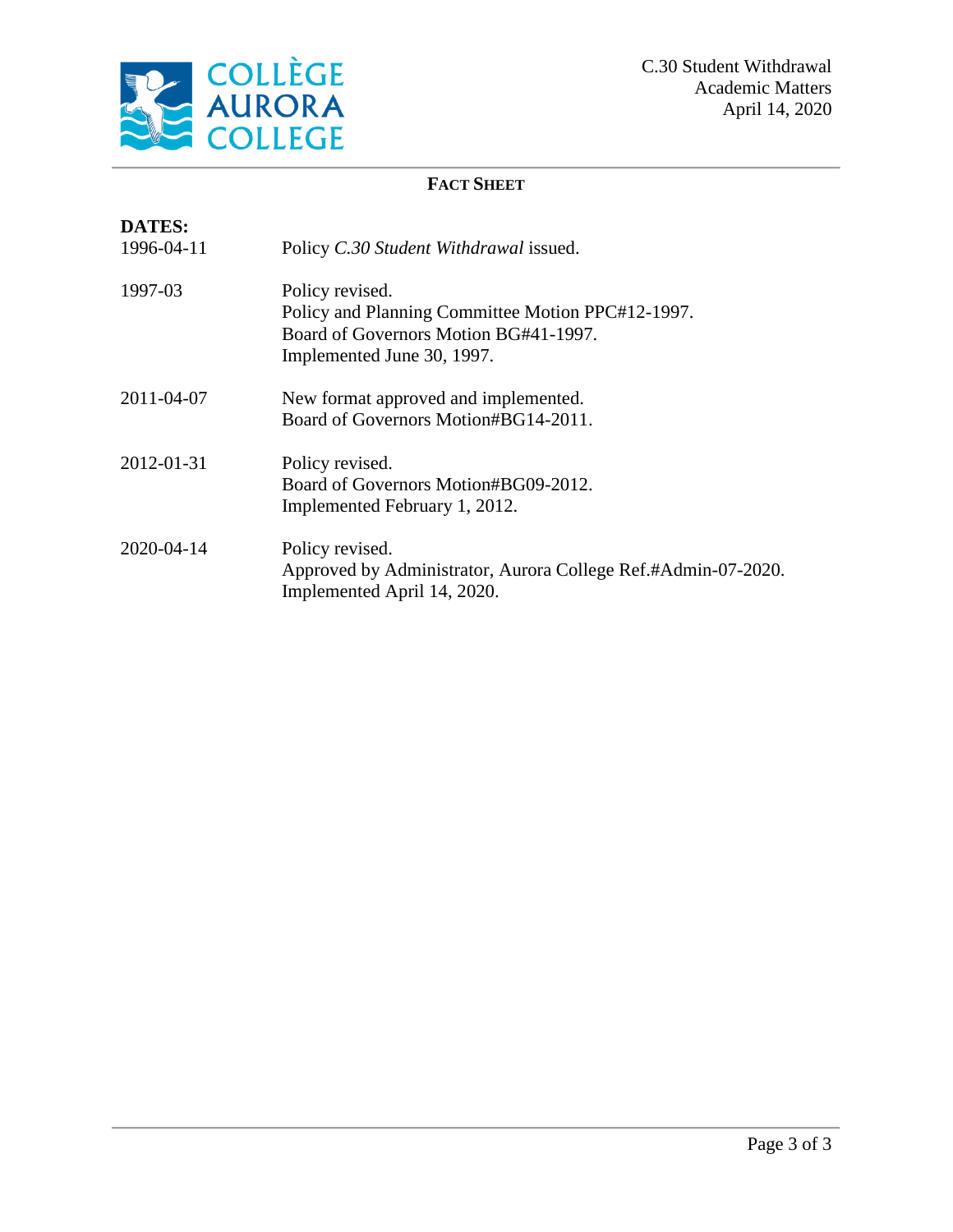## FACT SHEET

**DATES:**

| | |
|---|---|
| 1996-04-11 | Policy *C.30 Student Withdrawal* issued. |
| 1997-03 | Policy revised.<br>Policy and Planning Committee Motion PPC#12-1997.<br>Board of Governors Motion BG#41-1997.<br>Implemented June 30, 1997. |
| 2011-04-07 | New format approved and implemented.<br>Board of Governors Motion#BG14-2011. |
| 2012-01-31 | Policy revised.<br>Board of Governors Motion#BG09-2012.<br>Implemented February 1, 2012. |
| 2020-04-14 | Policy revised.<br>Approved by Administrator, Aurora College Ref.#Admin-07-2020.<br>Implemented April 14, 2020. |